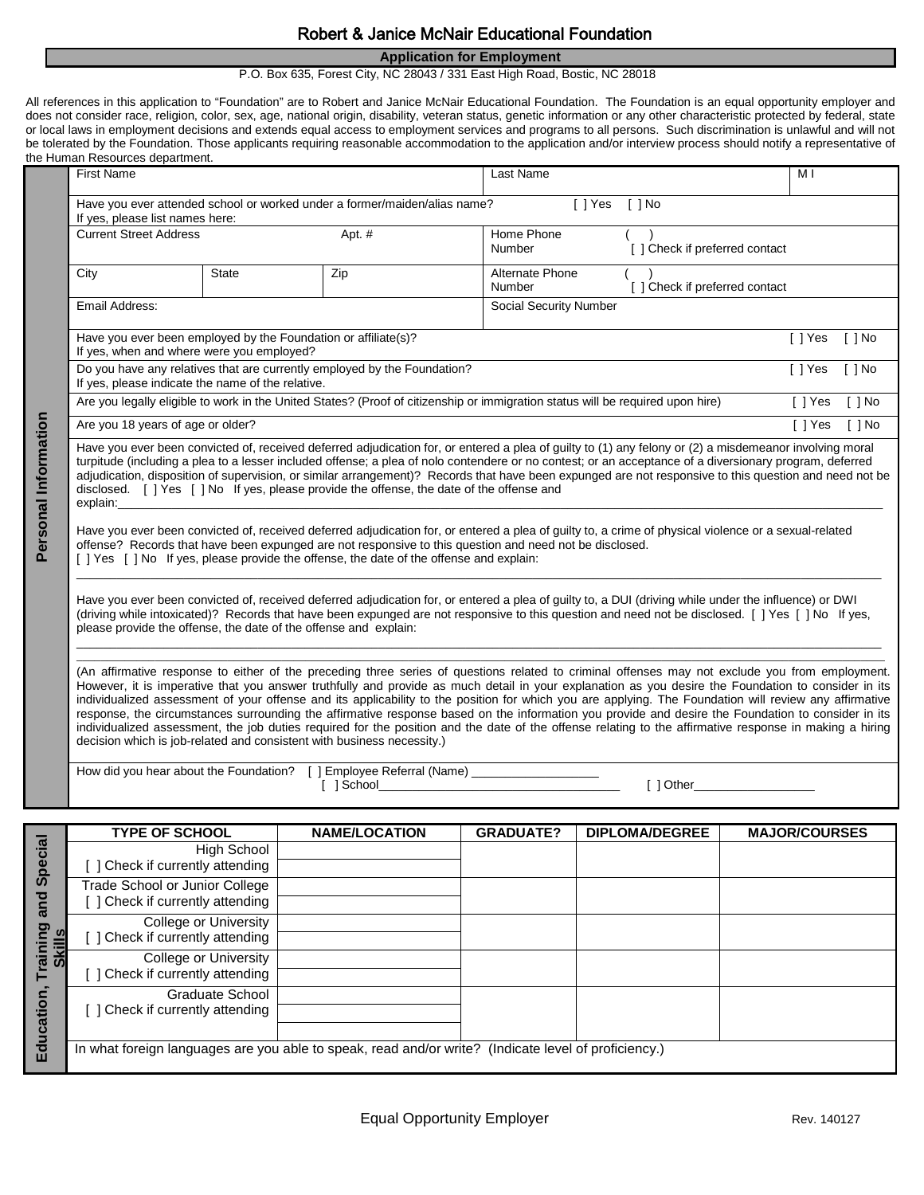# Robert & Janice McNair Educational Foundation

## Application for Employment

P.O. Box 635, Forest City, NC 28043 / 331 East High Road, Bostic, NC 28018

All references in this application to "Foundation" are to Robert and Janice McNair Educational Foundation. The Foundation is an equal opportunity employer and does not consider race, religion, color, sex, age, national origin, disability, veteran status, genetic information or any other characteristic protected by federal, state or local laws in employment decisions and extends equal access to employment services and programs to all persons. Such discrimination is unlawful and will not be tolerated by the Foundation. Those applicants requiring reasonable accommodation to the application and/or interview process should notify a representative of the Human Resources department.

### Personal Information

| First Name | | | Last Name | M I |
|---|---|---|---|---|
| Have you ever attended school or worked under a former/maiden/alias name? [ ] Yes [ ] No<br>If yes, please list names here: | | | | |
| Current Street Address | | Apt. # | Home Phone Number ( ) [ ] Check if preferred contact | |
| City | State | Zip | Alternate Phone Number ( ) [ ] Check if preferred contact | |
| Email Address: | | | Social Security Number | |

Have you ever been employed by the Foundation or affiliate(s)? [ ] Yes [ ] No
If yes, when and where were you employed?

Do you have any relatives that are currently employed by the Foundation? [ ] Yes [ ] No
If yes, please indicate the name of the relative.

Are you legally eligible to work in the United States? (Proof of citizenship or immigration status will be required upon hire) [ ] Yes [ ] No

Are you 18 years of age or older? [ ] Yes [ ] No

Have you ever been convicted of, received deferred adjudication for, or entered a plea of guilty to (1) any felony or (2) a misdemeanor involving moral turpitude (including a plea to a lesser included offense; a plea of nolo contendere or no contest; or an acceptance of a diversionary program, deferred adjudication, disposition of supervision, or similar arrangement)? Records that have been expunged are not responsive to this question and need not be disclosed. [ ] Yes [ ] No If yes, please provide the offense, the date of the offense and explain:\_\_\_\_\_\_\_\_\_\_\_\_\_\_\_\_\_\_\_\_\_\_\_\_\_\_\_\_\_\_\_\_\_\_\_\_\_\_\_\_

Have you ever been convicted of, received deferred adjudication for, or entered a plea of guilty to, a crime of physical violence or a sexual-related offense? Records that have been expunged are not responsive to this question and need not be disclosed.
[ ] Yes [ ] No If yes, please provide the offense, the date of the offense and explain:

\_\_\_\_\_\_\_\_\_\_\_\_\_\_\_\_\_\_\_\_\_\_\_\_\_\_\_\_\_\_\_\_\_\_\_\_\_\_\_\_\_\_\_\_\_\_\_\_\_\_\_\_\_\_\_\_\_\_\_\_

Have you ever been convicted of, received deferred adjudication for, or entered a plea of guilty to, a DUI (driving while under the influence) or DWI (driving while intoxicated)? Records that have been expunged are not responsive to this question and need not be disclosed. [ ] Yes [ ] No If yes, please provide the offense, the date of the offense and explain:

\_\_\_\_\_\_\_\_\_\_\_\_\_\_\_\_\_\_\_\_\_\_\_\_\_\_\_\_\_\_\_\_\_\_\_\_\_\_\_\_\_\_\_\_\_\_\_\_\_\_\_\_\_\_\_\_\_\_\_\_

\_\_\_\_\_\_\_\_\_\_\_\_\_\_\_\_\_\_\_\_\_\_\_\_\_\_\_\_\_\_\_\_\_\_\_\_\_\_\_\_\_\_\_\_\_\_\_\_\_\_\_\_\_\_\_\_\_\_\_\_

(An affirmative response to either of the preceding three series of questions related to criminal offenses may not exclude you from employment. However, it is imperative that you answer truthfully and provide as much detail in your explanation as you desire the Foundation to consider in its individualized assessment of your offense and its applicability to the position for which you are applying. The Foundation will review any affirmative response, the circumstances surrounding the affirmative response based on the information you provide and desire the Foundation to consider in its individualized assessment, the job duties required for the position and the date of the offense relating to the affirmative response in making a hiring decision which is job-related and consistent with business necessity.)

How did you hear about the Foundation? [ ] Employee Referral (Name) \_\_\_\_\_\_\_\_\_\_\_\_\_\_\_\_\_\_
[ ] School\_\_\_\_\_\_\_\_\_\_\_\_\_\_\_\_\_\_\_\_\_\_\_\_\_\_\_\_\_\_\_\_ [ ] Other\_\_\_\_\_\_\_\_\_\_\_\_\_\_\_\_\_

### Education, Training and Special Skills

| TYPE OF SCHOOL | NAME/LOCATION | GRADUATE? | DIPLOMA/DEGREE | MAJOR/COURSES |
|---|---|---|---|---|
| High School<br>[ ] Check if currently attending | | | | |
| Trade School or Junior College<br>[ ] Check if currently attending | | | | |
| College or University<br>[ ] Check if currently attending | | | | |
| College or University<br>[ ] Check if currently attending | | | | |
| Graduate School<br>[ ] Check if currently attending | | | | |

In what foreign languages are you able to speak, read and/or write? (Indicate level of proficiency.)

Equal Opportunity Employer

Rev. 140127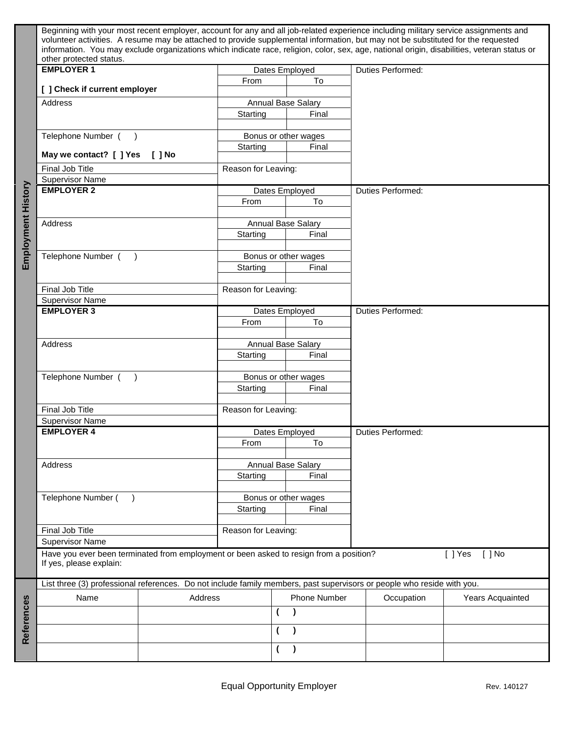## Employment History

Beginning with your most recent employer, account for any and all job-related experience including military service assignments and volunteer activities. A resume may be attached to provide supplemental information, but may not be substituted for the requested information. You may exclude organizations which indicate race, religion, color, sex, age, national origin, disabilities, veteran status or other protected status.

| EMPLOYER 1 | Dates Employed | | Duties Performed: |
|---|---|---|---|
| [ ] Check if current employer | From | To | |
| | | | |
| Address | Annual Base Salary | | |
| | Starting | Final | |
| | | | |
| Telephone Number ( ) | Bonus or other wages | | |
| May we contact? [ ] Yes [ ] No | Starting | Final | |
| | | | |
| Final Job Title | Reason for Leaving: | | |
| Supervisor Name | | | |

| EMPLOYER 2 | Dates Employed | | Duties Performed: |
|---|---|---|---|
| | From | To | |
| | | | |
| Address | Annual Base Salary | | |
| | Starting | Final | |
| | | | |
| Telephone Number ( ) | Bonus or other wages | | |
| | Starting | Final | |
| | | | |
| Final Job Title | Reason for Leaving: | | |
| Supervisor Name | | | |

| EMPLOYER 3 | Dates Employed | | Duties Performed: |
|---|---|---|---|
| | From | To | |
| | | | |
| Address | Annual Base Salary | | |
| | Starting | Final | |
| | | | |
| Telephone Number ( ) | Bonus or other wages | | |
| | Starting | Final | |
| | | | |
| Final Job Title | Reason for Leaving: | | |
| Supervisor Name | | | |

| EMPLOYER 4 | Dates Employed | | Duties Performed: |
|---|---|---|---|
| | From | To | |
| | | | |
| Address | Annual Base Salary | | |
| | Starting | Final | |
| | | | |
| Telephone Number ( ) | Bonus or other wages | | |
| | Starting | Final | |
| | | | |
| Final Job Title | Reason for Leaving: | | |
| Supervisor Name | | | |

Have you ever been terminated from employment or been asked to resign from a position? [ ] Yes [ ] No
If yes, please explain:

## References

List three (3) professional references. Do not include family members, past supervisors or people who reside with you.

| Name | Address | Phone Number | Occupation | Years Acquainted |
|---|---|---|---|---|
| | | ( ) | | |
| | | ( ) | | |
| | | ( ) | | |

Equal Opportunity Employer

Rev. 140127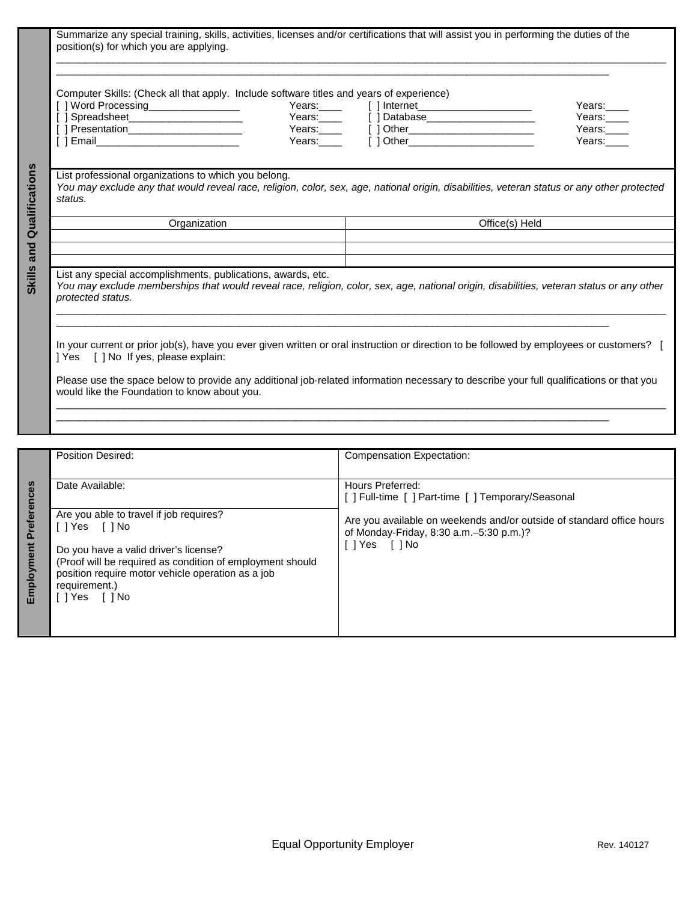## Skills and Qualifications

Summarize any special training, skills, activities, licenses and/or certifications that will assist you in performing the duties of the position(s) for which you are applying.

_______________________________________________________________________________________________________

_______________________________________________________________________________________________

Computer Skills: (Check all that apply. Include software titles and years of experience)

[ ] Word Processing________________ Years:____ [ ] Internet____________________ Years:____

[ ] Spreadsheet____________________ Years:____ [ ] Database___________________ Years:____

[ ] Presentation____________________ Years:____ [ ] Other_______________________ Years:____

[ ] Email_________________________ Years:____ [ ] Other_______________________ Years:____

List professional organizations to which you belong.

*You may exclude any that would reveal race, religion, color, sex, age, national origin, disabilities, veteran status or any other protected status.*

| Organization | Office(s) Held |
|---|---|
| | |
| | |
| | |

List any special accomplishments, publications, awards, etc.

*You may exclude memberships that would reveal race, religion, color, sex, age, national origin, disabilities, veteran status or any other protected status.*

_______________________________________________________________________________________________________

_______________________________________________________________________________________________

In your current or prior job(s), have you ever given written or oral instruction or direction to be followed by employees or customers? [ ] Yes [ ] No If yes, please explain:

Please use the space below to provide any additional job-related information necessary to describe your full qualifications or that you would like the Foundation to know about you.

_______________________________________________________________________________________________________

_______________________________________________________________________________________________

## Employment Preferences

| Position Desired: | Compensation Expectation: |
|---|---|
| Date Available: | Hours Preferred:<br>[ ] Full-time [ ] Part-time [ ] Temporary/Seasonal |
| Are you able to travel if job requires?<br>[ ] Yes [ ] No<br><br>Do you have a valid driver's license?<br>(Proof will be required as condition of employment should position require motor vehicle operation as a job requirement.)<br>[ ] Yes [ ] No | Are you available on weekends and/or outside of standard office hours of Monday-Friday, 8:30 a.m.–5:30 p.m.)?<br>[ ] Yes [ ] No |

Equal Opportunity Employer

Rev. 140127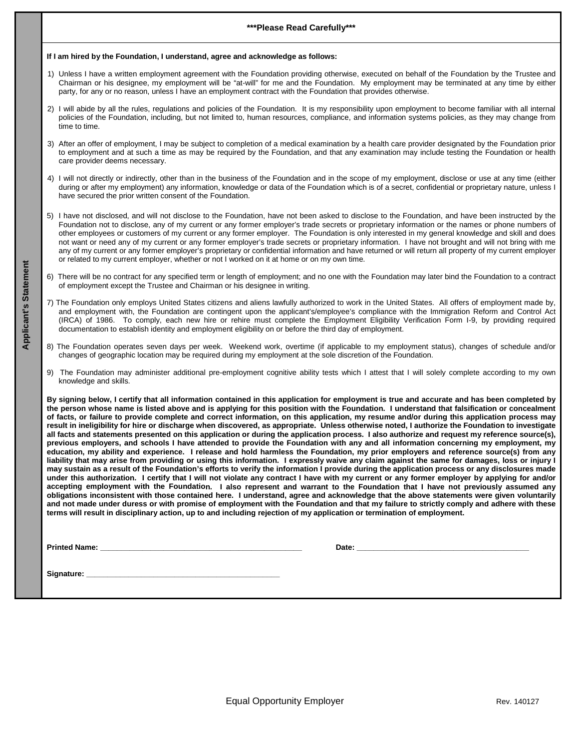**Applicant's Statement**

## ***Please Read Carefully***

**If I am hired by the Foundation, I understand, agree and acknowledge as follows:**

1) Unless I have a written employment agreement with the Foundation providing otherwise, executed on behalf of the Foundation by the Trustee and Chairman or his designee, my employment will be "at-will" for me and the Foundation. My employment may be terminated at any time by either party, for any or no reason, unless I have an employment contract with the Foundation that provides otherwise.

2) I will abide by all the rules, regulations and policies of the Foundation. It is my responsibility upon employment to become familiar with all internal policies of the Foundation, including, but not limited to, human resources, compliance, and information systems policies, as they may change from time to time.

3) After an offer of employment, I may be subject to completion of a medical examination by a health care provider designated by the Foundation prior to employment and at such a time as may be required by the Foundation, and that any examination may include testing the Foundation or health care provider deems necessary.

4) I will not directly or indirectly, other than in the business of the Foundation and in the scope of my employment, disclose or use at any time (either during or after my employment) any information, knowledge or data of the Foundation which is of a secret, confidential or proprietary nature, unless I have secured the prior written consent of the Foundation.

5) I have not disclosed, and will not disclose to the Foundation, have not been asked to disclose to the Foundation, and have been instructed by the Foundation not to disclose, any of my current or any former employer's trade secrets or proprietary information or the names or phone numbers of other employees or customers of my current or any former employer. The Foundation is only interested in my general knowledge and skill and does not want or need any of my current or any former employer's trade secrets or proprietary information. I have not brought and will not bring with me any of my current or any former employer's proprietary or confidential information and have returned or will return all property of my current employer or related to my current employer, whether or not I worked on it at home or on my own time.

6) There will be no contract for any specified term or length of employment; and no one with the Foundation may later bind the Foundation to a contract of employment except the Trustee and Chairman or his designee in writing.

7) The Foundation only employs United States citizens and aliens lawfully authorized to work in the United States. All offers of employment made by, and employment with, the Foundation are contingent upon the applicant's/employee's compliance with the Immigration Reform and Control Act (IRCA) of 1986. To comply, each new hire or rehire must complete the Employment Eligibility Verification Form I-9, by providing required documentation to establish identity and employment eligibility on or before the third day of employment.

8) The Foundation operates seven days per week. Weekend work, overtime (if applicable to my employment status), changes of schedule and/or changes of geographic location may be required during my employment at the sole discretion of the Foundation.

9) The Foundation may administer additional pre-employment cognitive ability tests which I attest that I will solely complete according to my own knowledge and skills.

**By signing below, I certify that all information contained in this application for employment is true and accurate and has been completed by the person whose name is listed above and is applying for this position with the Foundation. I understand that falsification or concealment of facts, or failure to provide complete and correct information, on this application, my resume and/or during this application process may result in ineligibility for hire or discharge when discovered, as appropriate. Unless otherwise noted, I authorize the Foundation to investigate all facts and statements presented on this application or during the application process. I also authorize and request my reference source(s), previous employers, and schools I have attended to provide the Foundation with any and all information concerning my employment, my education, my ability and experience. I release and hold harmless the Foundation, my prior employers and reference source(s) from any liability that may arise from providing or using this information. I expressly waive any claim against the same for damages, loss or injury I may sustain as a result of the Foundation's efforts to verify the information I provide during the application process or any disclosures made under this authorization. I certify that I will not violate any contract I have with my current or any former employer by applying for and/or accepting employment with the Foundation. I also represent and warrant to the Foundation that I have not previously assumed any obligations inconsistent with those contained here. I understand, agree and acknowledge that the above statements were given voluntarily and not made under duress or with promise of employment with the Foundation and that my failure to strictly comply and adhere with these terms will result in disciplinary action, up to and including rejection of my application or termination of employment.**

**Printed Name:** ________________________________________________ **Date:** ________________________________________

**Signature:** ______________________________________________

Equal Opportunity Employer

Rev. 140127